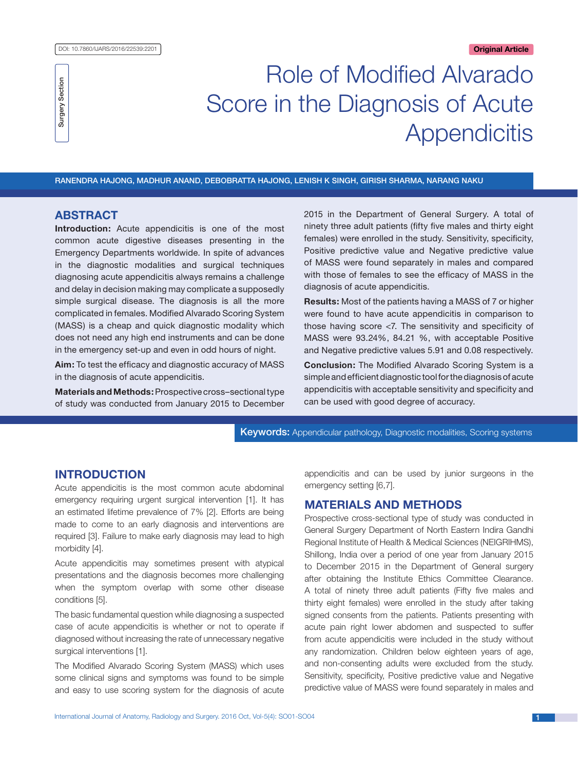DOI: 10.7860/IJARS/2016/22539:2201

Surgery Section

Original Article

# Role of Modified Alvarado Score in the Diagnosis of Acute Appendicitis

RANENDRA HAJONG, MADHUR ANAND, DEBOBRATTA HAJONG, LENISH K SINGH, GIRISH SHARMA, NARANG NAKU

## ABSTRACT

**Introduction:** Acute appendicitis is one of the most common acute digestive diseases presenting in the Emergency Departments worldwide. In spite of advances in the diagnostic modalities and surgical techniques diagnosing acute appendicitis always remains a challenge and delay in decision making may complicate a supposedly simple surgical disease. The diagnosis is all the more complicated in females. Modified Alvarado Scoring System (MASS) is a cheap and quick diagnostic modality which does not need any high end instruments and can be done in the emergency set-up and even in odd hours of night.

**Aim:** To test the efficacy and diagnostic accuracy of MASS in the diagnosis of acute appendicitis.

**Materials and Methods:** Prospective cross–sectional type of study was conducted from January 2015 to December 2015 in the Department of General Surgery. A total of ninety three adult patients (fifty five males and thirty eight females) were enrolled in the study. Sensitivity, specificity, Positive predictive value and Negative predictive value of MASS were found separately in males and compared with those of females to see the efficacy of MASS in the diagnosis of acute appendicitis.

**Results:** Most of the patients having a MASS of 7 or higher were found to have acute appendicitis in comparison to those having score <7. The sensitivity and specificity of MASS were 93.24%, 84.21 %, with acceptable Positive and Negative predictive values 5.91 and 0.08 respectively.

**Conclusion:** The Modified Alvarado Scoring System is a simple and efficient diagnostic tool for the diagnosis of acute appendicitis with acceptable sensitivity and specificity and can be used with good degree of accuracy.

**Keywords:** Appendicular pathology, Diagnostic modalities, Scoring systems

## INTRODUCTION

Acute appendicitis is the most common acute abdominal emergency requiring urgent surgical intervention [1]. It has an estimated lifetime prevalence of 7% [2]. Efforts are being made to come to an early diagnosis and interventions are required [3]. Failure to make early diagnosis may lead to high morbidity [4].

Acute appendicitis may sometimes present with atypical presentations and the diagnosis becomes more challenging when the symptom overlap with some other disease conditions [5].

The basic fundamental question while diagnosing a suspected case of acute appendicitis is whether or not to operate if diagnosed without increasing the rate of unnecessary negative surgical interventions [1].

The Modified Alvarado Scoring System (MASS) which uses some clinical signs and symptoms was found to be simple and easy to use scoring system for the diagnosis of acute appendicitis and can be used by junior surgeons in the emergency setting [6,7].

## MATERIALS AND METHODS

Prospective cross-sectional type of study was conducted in General Surgery Department of North Eastern Indira Gandhi Regional Institute of Health & Medical Sciences (NEIGRIHMS), Shillong, India over a period of one year from January 2015 to December 2015 in the Department of General surgery after obtaining the Institute Ethics Committee Clearance. A total of ninety three adult patients (Fifty five males and thirty eight females) were enrolled in the study after taking signed consents from the patients. Patients presenting with acute pain right lower abdomen and suspected to suffer from acute appendicitis were included in the study without any randomization. Children below eighteen years of age, and non-consenting adults were excluded from the study. Sensitivity, specificity, Positive predictive value and Negative predictive value of MASS were found separately in males and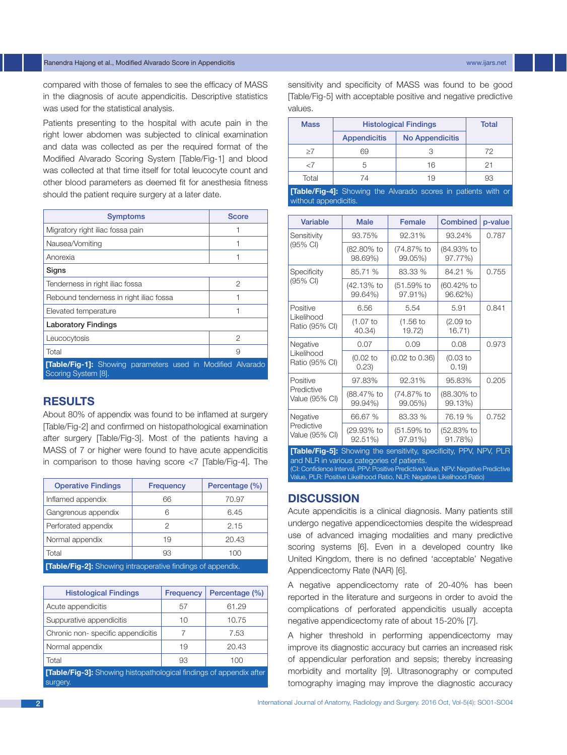compared with those of females to see the efficacy of MASS in the diagnosis of acute appendicitis. Descriptive statistics was used for the statistical analysis.

Patients presenting to the hospital with acute pain in the right lower abdomen was subjected to clinical examination and data was collected as per the required format of the Modified Alvarado Scoring System [Table/Fig-1] and blood was collected at that time itself for total leucocyte count and other blood parameters as deemed fit for anesthesia fitness should the patient require surgery at a later date.

| Symptoms | Score |
|---|---|
| Migratory right iliac fossa pain | 1 |
| Nausea/Vomiting | 1 |
| Anorexia | 1 |
| **Signs** | |
| Tenderness in right iliac fossa | 2 |
| Rebound tenderness in right iliac fossa | 1 |
| Elevated temperature | 1 |
| **Laboratory Findings** | |
| Leucocytosis | 2 |
| Total | 9 |

**[Table/Fig-1]:** Showing parameters used in Modified Alvarado Scoring System [8].

## RESULTS

About 80% of appendix was found to be inflamed at surgery [Table/Fig-2] and confirmed on histopathological examination after surgery [Table/Fig-3]. Most of the patients having a MASS of 7 or higher were found to have acute appendicitis in comparison to those having score <7 [Table/Fig-4]. The sensitivity and specificity of MASS was found to be good [Table/Fig-5] with acceptable positive and negative predictive values.

| Operative Findings | Frequency | Percentage (%) |
|---|---|---|
| Inflamed appendix | 66 | 70.97 |
| Gangrenous appendix | 6 | 6.45 |
| Perforated appendix | 2 | 2.15 |
| Normal appendix | 19 | 20.43 |
| Total | 93 | 100 |

**[Table/Fig-2]:** Showing intraoperative findings of appendix.

| Histological Findings | Frequency | Percentage (%) |
|---|---|---|
| Acute appendicitis | 57 | 61.29 |
| Suppurative appendicitis | 10 | 10.75 |
| Chronic non- specific appendicitis | 7 | 7.53 |
| Normal appendix | 19 | 20.43 |
| Total | 93 | 100 |

**[Table/Fig-3]:** Showing histopathological findings of appendix after surgery.

| Mass | Histological Findings | | Total |
|---|---|---|---|
| | Appendicitis | No Appendicitis | |
| ≥7 | 69 | 3 | 72 |
| <7 | 5 | 16 | 21 |
| Total | 74 | 19 | 93 |

**[Table/Fig-4]:** Showing the Alvarado scores in patients with or without appendicitis.

| Variable | Male | Female | Combined | p-value |
|---|---|---|---|---|
| Sensitivity (95% CI) | 93.75% | 92.31% | 93.24% | 0.787 |
| | (82.80% to 98.69%) | (74.87% to 99.05%) | (84.93% to 97.77%) | |
| Specificity (95% CI) | 85.71 % | 83.33 % | 84.21 % | 0.755 |
| | (42.13% to 99.64%) | (51.59% to 97.91%) | (60.42% to 96.62%) | |
| Positive Likelihood Ratio (95% CI) | 6.56 | 5.54 | 5.91 | 0.841 |
| | (1.07 to 40.34) | (1.56 to 19.72) | (2.09 to 16.71) | |
| Negative Likelihood Ratio (95% CI) | 0.07 | 0.09 | 0.08 | 0.973 |
| | (0.02 to 0.23) | (0.02 to 0.36) | (0.03 to 0.19) | |
| Positive Predictive Value (95% CI) | 97.83% | 92.31% | 95.83% | 0.205 |
| | (88.47% to 99.94%) | (74.87% to 99.05%) | (88.30% to 99.13%) | |
| Negative Predictive Value (95% CI) | 66.67 % | 83.33 % | 76.19 % | 0.752 |
| | (29.93% to 92.51%) | (51.59% to 97.91%) | (52.83% to 91.78%) | |

**[Table/Fig-5]:** Showing the sensitivity, specificity, PPV, NPV, PLR and NLR in various categories of patients.
(CI: Confidence Interval, PPV: Positive Predictive Value, NPV: Negative Predictive Value, PLR: Positive Likelihood Ratio, NLR: Negative Likelihood Ratio)

## DISCUSSION

Acute appendicitis is a clinical diagnosis. Many patients still undergo negative appendicectomies despite the widespread use of advanced imaging modalities and many predictive scoring systems [6]. Even in a developed country like United Kingdom, there is no defined 'acceptable' Negative Appendicectomy Rate (NAR) [6].

A negative appendicectomy rate of 20-40% has been reported in the literature and surgeons in order to avoid the complications of perforated appendicitis usually accepta negative appendicectomy rate of about 15-20% [7].

A higher threshold in performing appendicectomy may improve its diagnostic accuracy but carries an increased risk of appendicular perforation and sepsis; thereby increasing morbidity and mortality [9]. Ultrasonography or computed tomography imaging may improve the diagnostic accuracy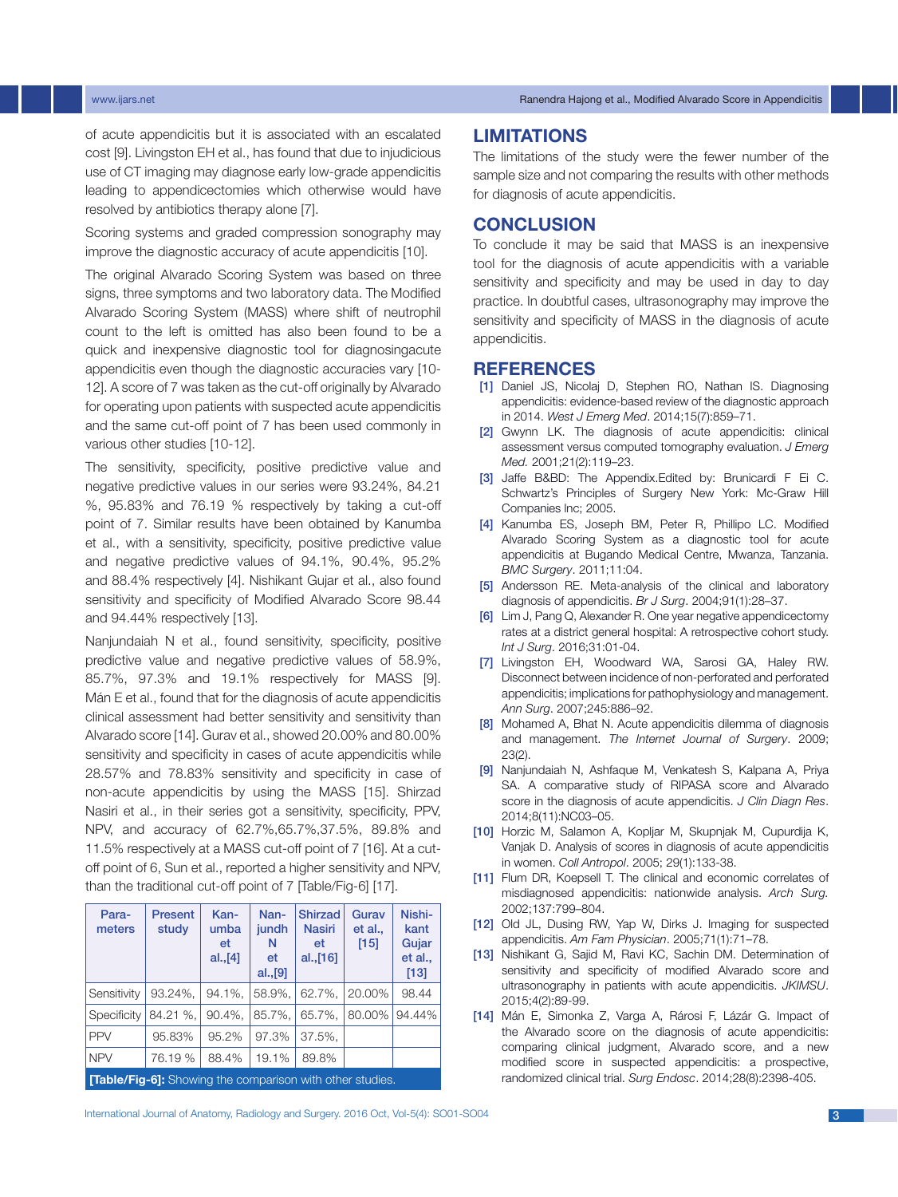of acute appendicitis but it is associated with an escalated cost [9]. Livingston EH et al., has found that due to injudicious use of CT imaging may diagnose early low-grade appendicitis leading to appendicectomies which otherwise would have resolved by antibiotics therapy alone [7].

Scoring systems and graded compression sonography may improve the diagnostic accuracy of acute appendicitis [10].

The original Alvarado Scoring System was based on three signs, three symptoms and two laboratory data. The Modified Alvarado Scoring System (MASS) where shift of neutrophil count to the left is omitted has also been found to be a quick and inexpensive diagnostic tool for diagnosingacute appendicitis even though the diagnostic accuracies vary [10-12]. A score of 7 was taken as the cut-off originally by Alvarado for operating upon patients with suspected acute appendicitis and the same cut-off point of 7 has been used commonly in various other studies [10-12].

The sensitivity, specificity, positive predictive value and negative predictive values in our series were 93.24%, 84.21 %, 95.83% and 76.19 % respectively by taking a cut-off point of 7. Similar results have been obtained by Kanumba et al., with a sensitivity, specificity, positive predictive value and negative predictive values of 94.1%, 90.4%, 95.2% and 88.4% respectively [4]. Nishikant Gujar et al., also found sensitivity and specificity of Modified Alvarado Score 98.44 and 94.44% respectively [13].

Nanjundaiah N et al., found sensitivity, specificity, positive predictive value and negative predictive values of 58.9%, 85.7%, 97.3% and 19.1% respectively for MASS [9]. Mán E et al., found that for the diagnosis of acute appendicitis clinical assessment had better sensitivity and sensitivity than Alvarado score [14]. Gurav et al., showed 20.00% and 80.00% sensitivity and specificity in cases of acute appendicitis while 28.57% and 78.83% sensitivity and specificity in case of non-acute appendicitis by using the MASS [15]. Shirzad Nasiri et al., in their series got a sensitivity, specificity, PPV, NPV, and accuracy of 62.7%,65.7%,37.5%, 89.8% and 11.5% respectively at a MASS cut-off point of 7 [16]. At a cut-off point of 6, Sun et al., reported a higher sensitivity and NPV, than the traditional cut-off point of 7 [Table/Fig-6] [17].

| Parameters | Present study | Kanumba et al.,[4] | Nanjundh N et al.,[9] | Shirzad Nasiri et al.,[16] | Gurav et al., [15] | Nishikant Gujar et al., [13] |
|---|---|---|---|---|---|---|
| Sensitivity | 93.24%, | 94.1%, | 58.9%, | 62.7%, | 20.00% | 98.44 |
| Specificity | 84.21 %, | 90.4%, | 85.7%, | 65.7%, | 80.00% | 94.44% |
| PPV | 95.83% | 95.2% | 97.3% | 37.5%, | | |
| NPV | 76.19 % | 88.4% | 19.1% | 89.8% | | |

**[Table/Fig-6]:** Showing the comparison with other studies.

## LIMITATIONS

The limitations of the study were the fewer number of the sample size and not comparing the results with other methods for diagnosis of acute appendicitis.

## CONCLUSION

To conclude it may be said that MASS is an inexpensive tool for the diagnosis of acute appendicitis with a variable sensitivity and specificity and may be used in day to day practice. In doubtful cases, ultrasonography may improve the sensitivity and specificity of MASS in the diagnosis of acute appendicitis.

## REFERENCES

[1] Daniel JS, Nicolaj D, Stephen RO, Nathan IS. Diagnosing appendicitis: evidence-based review of the diagnostic approach in 2014. *West J Emerg Med*. 2014;15(7):859–71.

[2] Gwynn LK. The diagnosis of acute appendicitis: clinical assessment versus computed tomography evaluation. *J Emerg Med.* 2001;21(2):119–23.

[3] Jaffe B&BD: The Appendix.Edited by: Brunicardi F Ei C. Schwartz's Principles of Surgery New York: Mc-Graw Hill Companies Inc; 2005.

[4] Kanumba ES, Joseph BM, Peter R, Phillipo LC. Modified Alvarado Scoring System as a diagnostic tool for acute appendicitis at Bugando Medical Centre, Mwanza, Tanzania. *BMC Surgery*. 2011;11:04.

[5] Andersson RE. Meta-analysis of the clinical and laboratory diagnosis of appendicitis. *Br J Surg*. 2004;91(1):28–37.

[6] Lim J, Pang Q, Alexander R. One year negative appendicectomy rates at a district general hospital: A retrospective cohort study. *Int J Surg*. 2016;31:01-04.

[7] Livingston EH, Woodward WA, Sarosi GA, Haley RW. Disconnect between incidence of non-perforated and perforated appendicitis; implications for pathophysiology and management. *Ann Surg*. 2007;245:886–92.

[8] Mohamed A, Bhat N. Acute appendicitis dilemma of diagnosis and management. *The Internet Journal of Surgery*. 2009; 23(2).

[9] Nanjundaiah N, Ashfaque M, Venkatesh S, Kalpana A, Priya SA. A comparative study of RIPASA score and Alvarado score in the diagnosis of acute appendicitis. *J Clin Diagn Res*. 2014;8(11):NC03–05.

[10] Horzic M, Salamon A, Kopljar M, Skupnjak M, Cupurdija K, Vanjak D. Analysis of scores in diagnosis of acute appendicitis in women. *Coll Antropol*. 2005; 29(1):133-38.

[11] Flum DR, Koepsell T. The clinical and economic correlates of misdiagnosed appendicitis: nationwide analysis. *Arch Surg.* 2002;137:799–804.

[12] Old JL, Dusing RW, Yap W, Dirks J. Imaging for suspected appendicitis. *Am Fam Physician*. 2005;71(1):71–78.

[13] Nishikant G, Sajid M, Ravi KC, Sachin DM. Determination of sensitivity and specificity of modified Alvarado score and ultrasonography in patients with acute appendicitis. *JKIMSU*. 2015;4(2):89-99.

[14] Mán E, Simonka Z, Varga A, Rárosi F, Lázár G. Impact of the Alvarado score on the diagnosis of acute appendicitis: comparing clinical judgment, Alvarado score, and a new modified score in suspected appendicitis: a prospective, randomized clinical trial. *Surg Endosc*. 2014;28(8):2398-405.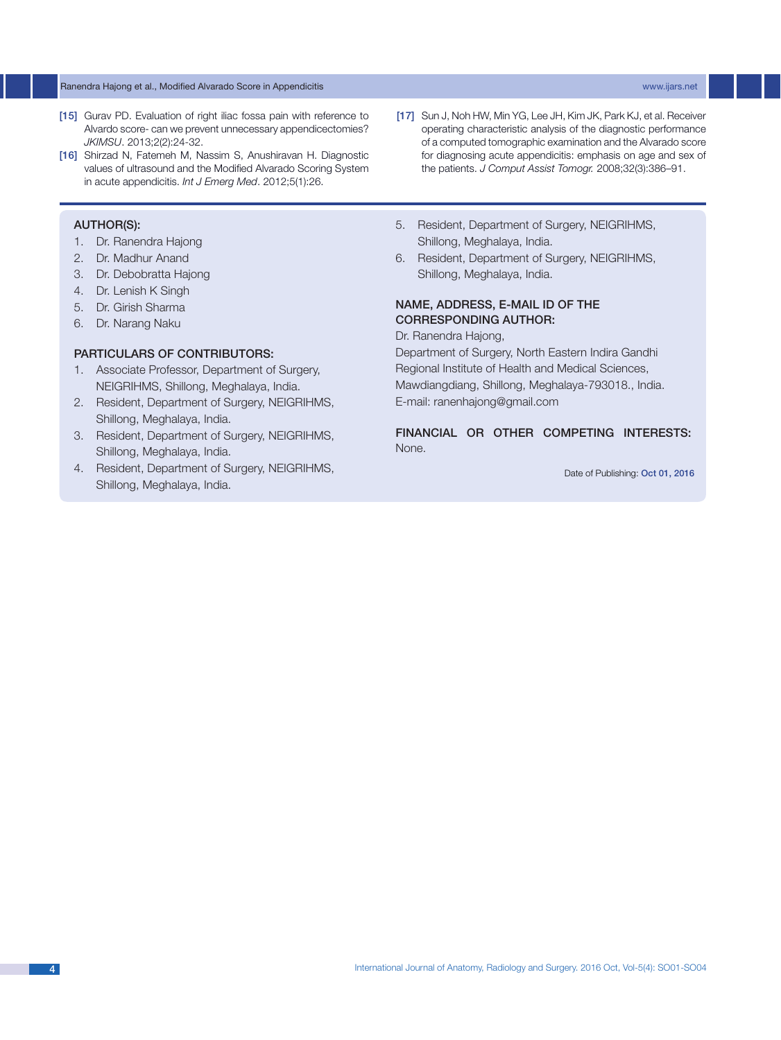[15] Gurav PD. Evaluation of right iliac fossa pain with reference to Alvardo score- can we prevent unnecessary appendicectomies? *JKIMSU*. 2013;2(2):24-32.

[16] Shirzad N, Fatemeh M, Nassim S, Anushiravan H. Diagnostic values of ultrasound and the Modified Alvarado Scoring System in acute appendicitis. *Int J Emerg Med*. 2012;5(1):26.

[17] Sun J, Noh HW, Min YG, Lee JH, Kim JK, Park KJ, et al. Receiver operating characteristic analysis of the diagnostic performance of a computed tomographic examination and the Alvarado score for diagnosing acute appendicitis: emphasis on age and sex of the patients. *J Comput Assist Tomogr.* 2008;32(3):386–91.

**AUTHOR(S):**

1. Dr. Ranendra Hajong
2. Dr. Madhur Anand
3. Dr. Debobratta Hajong
4. Dr. Lenish K Singh
5. Dr. Girish Sharma
6. Dr. Narang Naku

**PARTICULARS OF CONTRIBUTORS:**

1. Associate Professor, Department of Surgery, NEIGRIHMS, Shillong, Meghalaya, India.
2. Resident, Department of Surgery, NEIGRIHMS, Shillong, Meghalaya, India.
3. Resident, Department of Surgery, NEIGRIHMS, Shillong, Meghalaya, India.
4. Resident, Department of Surgery, NEIGRIHMS, Shillong, Meghalaya, India.
5. Resident, Department of Surgery, NEIGRIHMS, Shillong, Meghalaya, India.
6. Resident, Department of Surgery, NEIGRIHMS, Shillong, Meghalaya, India.

**NAME, ADDRESS, E-MAIL ID OF THE CORRESPONDING AUTHOR:**

Dr. Ranendra Hajong,
Department of Surgery, North Eastern Indira Gandhi Regional Institute of Health and Medical Sciences, Mawdiangdiang, Shillong, Meghalaya-793018., India.
E-mail: ranenhajong@gmail.com

**FINANCIAL OR OTHER COMPETING INTERESTS:** None.

Date of Publishing: Oct 01, 2016